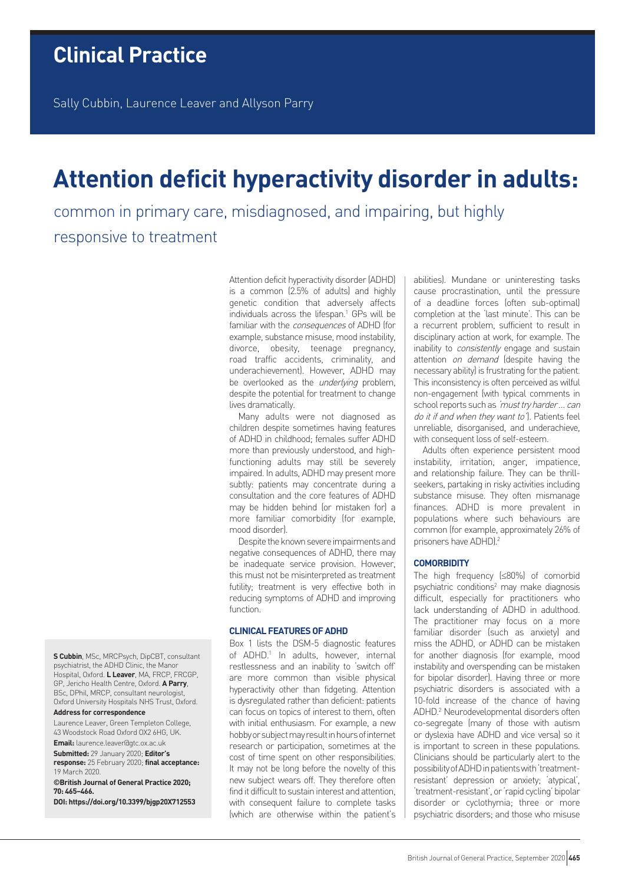# Clinical Practice

Sally Cubbin, Laurence Leaver and Allyson Parry

# Attention deficit hyperactivity disorder in adults:

## common in primary care, misdiagnosed, and impairing, but highly responsive to treatment

Attention deficit hyperactivity disorder (ADHD) is a common (2.5% of adults) and highly genetic condition that adversely affects individuals across the lifespan.[1] GPs will be familiar with the *consequences* of ADHD (for example, substance misuse, mood instability, divorce, obesity, teenage pregnancy, road traffic accidents, criminality, and underachievement). However, ADHD may be overlooked as the *underlying* problem, despite the potential for treatment to change lives dramatically.

Many adults were not diagnosed as children despite sometimes having features of ADHD in childhood; females suffer ADHD more than previously understood, and high-functioning adults may still be severely impaired. In adults, ADHD may present more subtly: patients may concentrate during a consultation and the core features of ADHD may be hidden behind (or mistaken for) a more familiar comorbidity (for example, mood disorder).

Despite the known severe impairments and negative consequences of ADHD, there may be inadequate service provision. However, this must not be misinterpreted as treatment futility; treatment is very effective both in reducing symptoms of ADHD and improving function.

### CLINICAL FEATURES OF ADHD

Box 1 lists the DSM-5 diagnostic features of ADHD.[1] In adults, however, internal restlessness and an inability to 'switch off' are more common than visible physical hyperactivity other than fidgeting. Attention is dysregulated rather than deficient: patients can focus on topics of interest to them, often with initial enthusiasm. For example, a new hobby or subject may result in hours of internet research or participation, sometimes at the cost of time spent on other responsibilities. It may not be long before the novelty of this new subject wears off. They therefore often find it difficult to sustain interest and attention, with consequent failure to complete tasks (which are otherwise within the patient's abilities). Mundane or uninteresting tasks cause procrastination, until the pressure of a deadline forces (often sub-optimal) completion at the 'last minute'. This can be a recurrent problem, sufficient to result in disciplinary action at work, for example. The inability to *consistently* engage and sustain attention *on demand* (despite having the necessary ability) is frustrating for the patient. This inconsistency is often perceived as wilful non-engagement (with typical comments in school reports such as *'must try harder … can do it if and when they want to'*). Patients feel unreliable, disorganised, and underachieve, with consequent loss of self-esteem.

Adults often experience persistent mood instability, irritation, anger, impatience, and relationship failure. They can be thrill-seekers, partaking in risky activities including substance misuse. They often mismanage finances. ADHD is more prevalent in populations where such behaviours are common (for example, approximately 26% of prisoners have ADHD).[2]

### COMORBIDITY

The high frequency (≤80%) of comorbid psychiatric conditions[2] may make diagnosis difficult, especially for practitioners who lack understanding of ADHD in adulthood. The practitioner may focus on a more familiar disorder (such as anxiety) and miss the ADHD, or ADHD can be mistaken for another diagnosis (for example, mood instability and overspending can be mistaken for bipolar disorder). Having three or more psychiatric disorders is associated with a 10-fold increase of the chance of having ADHD.[2] Neurodevelopmental disorders often co-segregate (many of those with autism or dyslexia have ADHD and vice versa) so it is important to screen in these populations. Clinicians should be particularly alert to the possibility of ADHD in patients with 'treatment-resistant' depression or anxiety; 'atypical', 'treatment-resistant', or 'rapid cycling' bipolar disorder or cyclothymia; three or more psychiatric disorders; and those who misuse

**S Cubbin**, MSc, MRCPsych, DipCBT, consultant psychiatrist, the ADHD Clinic, the Manor Hospital, Oxford. **L Leaver**, MA, FRCP, FRCGP, GP, Jericho Health Centre, Oxford. **A Parry**, BSc, DPhil, MRCP, consultant neurologist, Oxford University Hospitals NHS Trust, Oxford.

**Address for correspondence**

Laurence Leaver, Green Templeton College, 43 Woodstock Road Oxford OX2 6HG, UK.

**Email:** laurence.leaver@gtc.ox.ac.uk

**Submitted:** 29 January 2020; **Editor's response:** 25 February 2020; **final acceptance:** 19 March 2020.

**©British Journal of General Practice 2020; 70: 465–466.**

**DOI: https://doi.org/10.3399/bjgp20X712553**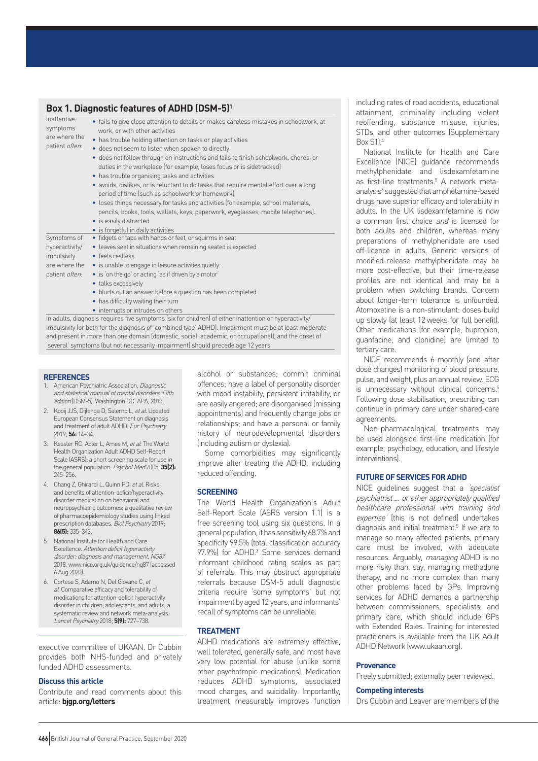## Box 1. Diagnostic features of ADHD (DSM-5)[1]

| | |
|---|---|
| Inattentive symptoms are where the patient *often*: | • fails to give close attention to details or makes careless mistakes in schoolwork, at work, or with other activities<br>• has trouble holding attention on tasks or play activities<br>• does not seem to listen when spoken to directly<br>• does not follow through on instructions and fails to finish schoolwork, chores, or duties in the workplace (for example, loses focus or is sidetracked)<br>• has trouble organising tasks and activities<br>• avoids, dislikes, or is reluctant to do tasks that require mental effort over a long period of time (such as schoolwork or homework)<br>• loses things necessary for tasks and activities (for example, school materials, pencils, books, tools, wallets, keys, paperwork, eyeglasses, mobile telephones).<br>• is easily distracted<br>• is forgetful in daily activities |
| Symptoms of hyperactivity/impulsivity are where the patient *often*: | • fidgets or taps with hands or feet, or squirms in seat<br>• leaves seat in situations when remaining seated is expected<br>• feels restless<br>• is unable to engage in leisure activities quietly.<br>• is 'on the go' or acting 'as if driven by a motor'<br>• talks excessively<br>• blurts out an answer before a question has been completed<br>• has difficulty waiting their turn<br>• interrupts or intrudes on others |

In adults, diagnosis requires five symptoms (six for children) of either inattention or hyperactivity/impulsivity (or both for the diagnosis of 'combined type' ADHD). Impairment must be at least moderate and present in more than one domain (domestic, social, academic, or occupational), and the onset of 'several' symptoms (but not necessarily impairment) should precede age 12 years

alcohol or substances; commit criminal offences; have a label of personality disorder with mood instability, persistent irritability, or are easily angered; are disorganised (missing appointments) and frequently change jobs or relationships; and have a personal or family history of neurodevelopmental disorders (including autism or dyslexia).

Some comorbidities may significantly improve after treating the ADHD, including reduced offending.

### SCREENING

The World Health Organization's Adult Self-Report Scale (ASRS version 1.1) is a free screening tool using six questions. In a general population, it has sensitivity 68.7% and specificity 99.5% (total classification accuracy 97.9%) for ADHD.[3] Some services demand informant childhood rating scales as part of referrals. This may obstruct appropriate referrals because DSM-5 adult diagnostic criteria require 'some symptoms' but not impairment by aged 12 years, and informants' recall of symptoms can be unreliable.

### TREATMENT

ADHD medications are extremely effective, well tolerated, generally safe, and most have very low potential for abuse (unlike some other psychotropic medications). Medication reduces ADHD symptoms, associated mood changes, and suicidality. Importantly, treatment measurably improves function including rates of road accidents, educational attainment, criminality including violent reoffending, substance misuse, injuries, STDs, and other outcomes (Supplementary Box S1).[4]

National Institute for Health and Care Excellence (NICE) guidance recommends methylphenidate and lisdexamfetamine as first-line treatments.[5] A network meta-analysis[6] suggested that amphetamine-based drugs have superior efficacy and tolerability in adults. In the UK lisdexamfetamine is now a common first choice *and* is licensed for both adults and children, whereas many preparations of methylphenidate are used off-licence in adults. Generic versions of modified-release methylphenidate may be more cost-effective, but their time-release profiles are not identical and may be a problem when switching brands. Concern about longer-term tolerance is unfounded. Atomoxetine is a non-stimulant: doses build up slowly (at least 12 weeks for full benefit). Other medications (for example, bupropion, guanfacine, and clonidine) are limited to tertiary care.

NICE recommends 6-monthly (and after dose changes) monitoring of blood pressure, pulse, and weight, plus an annual review. ECG is unnecessary without clinical concerns.[5] Following dose stabilisation, prescribing can continue in primary care under shared-care agreements.

Non-pharmacological treatments may be used alongside first-line medication (for example, psychology, education, and lifestyle interventions).

### FUTURE OF SERVICES FOR ADHD

NICE guidelines suggest that a *'specialist psychiatrist … or other appropriately qualified healthcare professional with training and expertise'* [this is not defined] undertakes diagnosis and initial treatment.[5] If we are to manage so many affected patients, primary care must be involved, with adequate resources. Arguably, *managing* ADHD is no more risky than, say, managing methadone therapy, and no more complex than many other problems faced by GPs. Improving services for ADHD demands a partnership between commissioners, specialists, and primary care, which should include GPs with Extended Roles. Training for interested practitioners is available from the UK Adult ADHD Network (www.ukaan.org).

### Provenance

Freely submitted; externally peer reviewed.

### Competing interests

Drs Cubbin and Leaver are members of the executive committee of UKAAN. Dr Cubbin provides both NHS-funded and privately funded ADHD assessments.

### Discuss this article

Contribute and read comments about this article: **bjgp.org/letters**

### REFERENCES

1. American Psychiatric Association. *Diagnostic and statistical manual of mental disorders. Fifth edition* (DSM-5). Washington DC: APA, 2013.
2. Kooij JJS, Dijlenga D, Salerno L, *et al*. Updated European Consensus Statement on diagnosis and treatment of adult ADHD. *Eur Psychiatry* 2019; **56:** 14–34.
3. Kessler RC, Adler L, Ames M, *et al*. The World Health Organization Adult ADHD Self-Report Scale (ASRS): a short screening scale for use in the general population. *Psychol Med* 2005; **35(2):** 245–256.
4. Chang Z, Ghirardi L, Quinn PD, *et al*. Risks and benefits of attention-deficit/hyperactivity disorder medication on behavioral and neuropsychiatric outcomes: a qualitative review of pharmacoepidemiology studies using linked prescription databases. *Biol Psychiatry* 2019; **86(5):** 335–343.
5. National Institute for Health and Care Excellence. *Attention deficit hyperactivity disorder: diagnosis and management. NG87.* 2018. www.nice.org.uk/guidance/ng87 (accessed 6 Aug 2020).
6. Cortese S, Adamo N, Del Giovane C, *et al*. Comparative efficacy and tolerability of medications for attention-deficit hyperactivity disorder in children, adolescents, and adults: a systematic review and network meta-analysis. *Lancet Psychiatry* 2018; **5(9):** 727–738.